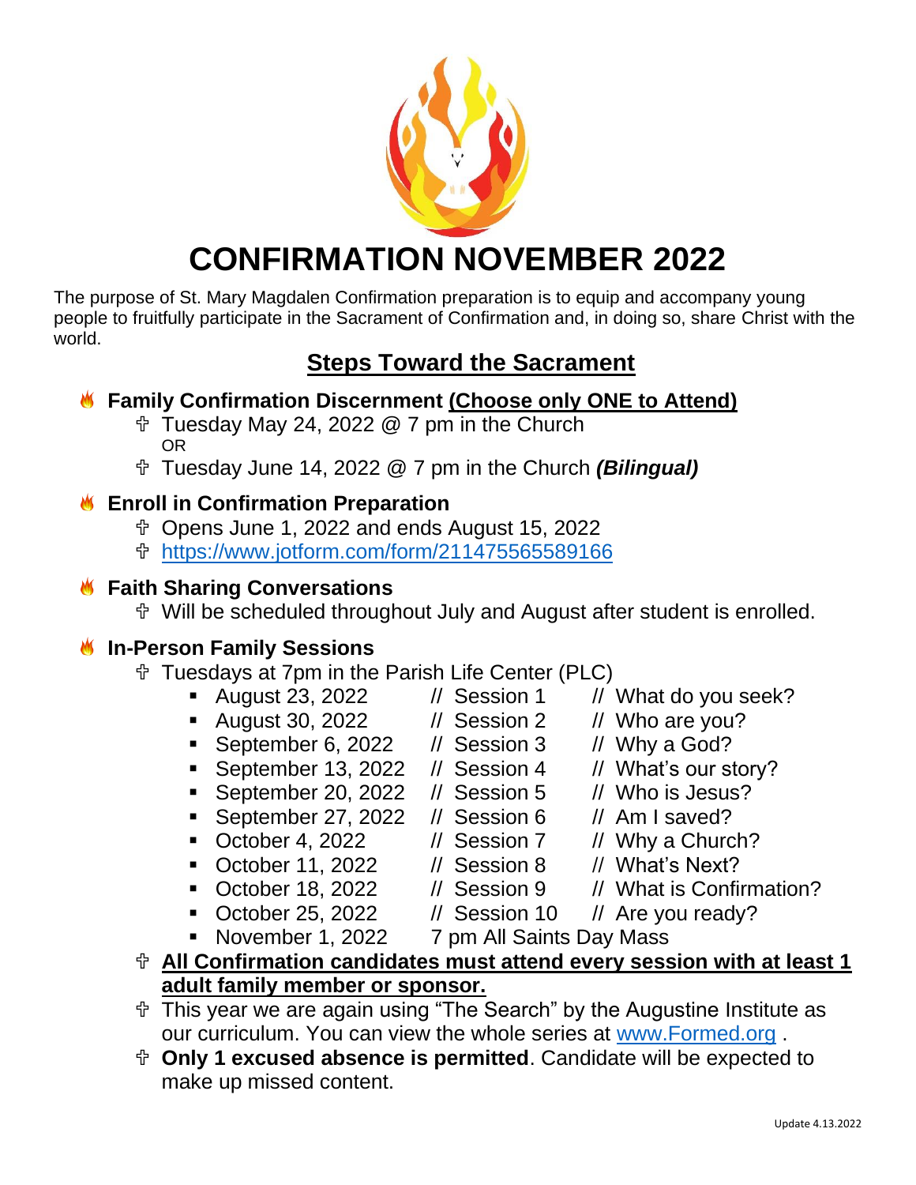# CONFIRMATION NOVEMBER 2022

The purpose of St. Mary Magdalen Confirmation preparation is to equip and accompany young people to fruitfully participate in the Sacrament of Confirmation and, in doing so, share Christ with the world.

## Steps Toward the Sacrament

### Family Confirmation Discernment (Choose only ONE to Attend)

- Tuesday May 24, 2022 @ 7 pm in the Church
  OR
- Tuesday June 14, 2022 @ 7 pm in the Church ***(Bilingual)***

### Enroll in Confirmation Preparation

- Opens June 1, 2022 and ends August 15, 2022
- https://www.jotform.com/form/211475565589166

### Faith Sharing Conversations

- Will be scheduled throughout July and August after student is enrolled.

### In-Person Family Sessions

- Tuesdays at 7pm in the Parish Life Center (PLC)
  - August 23, 2022 // Session 1 // What do you seek?
  - August 30, 2022 // Session 2 // Who are you?
  - September 6, 2022 // Session 3 // Why a God?
  - September 13, 2022 // Session 4 // What's our story?
  - September 20, 2022 // Session 5 // Who is Jesus?
  - September 27, 2022 // Session 6 // Am I saved?
  - October 4, 2022 // Session 7 // Why a Church?
  - October 11, 2022 // Session 8 // What's Next?
  - October 18, 2022 // Session 9 // What is Confirmation?
  - October 25, 2022 // Session 10 // Are you ready?
  - November 1, 2022 7 pm All Saints Day Mass
- **All Confirmation candidates must attend every session with at least 1 adult family member or sponsor.**
- This year we are again using "The Search" by the Augustine Institute as our curriculum. You can view the whole series at www.Formed.org .
- **Only 1 excused absence is permitted**. Candidate will be expected to make up missed content.

Update 4.13.2022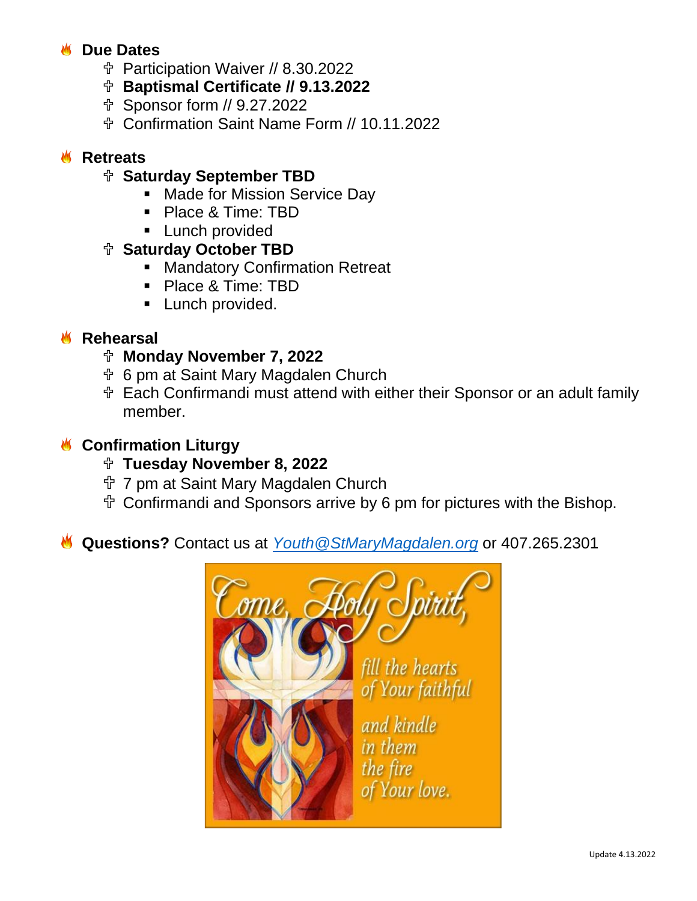## Due Dates

- Participation Waiver // 8.30.2022
- **Baptismal Certificate // 9.13.2022**
- Sponsor form // 9.27.2022
- Confirmation Saint Name Form // 10.11.2022

## Retreats

- **Saturday September TBD**
  - Made for Mission Service Day
  - Place & Time: TBD
  - Lunch provided
- **Saturday October TBD**
  - Mandatory Confirmation Retreat
  - Place & Time: TBD
  - Lunch provided.

## Rehearsal

- **Monday November 7, 2022**
- 6 pm at Saint Mary Magdalen Church
- Each Confirmandi must attend with either their Sponsor or an adult family member.

## Confirmation Liturgy

- **Tuesday November 8, 2022**
- 7 pm at Saint Mary Magdalen Church
- Confirmandi and Sponsors arrive by 6 pm for pictures with the Bishop.

**Questions?** Contact us at *Youth@StMaryMagdalen.org* or 407.265.2301

*Come, Holy Spirit, fill the hearts of Your faithful and kindle in them the fire of Your love.*

Update 4.13.2022